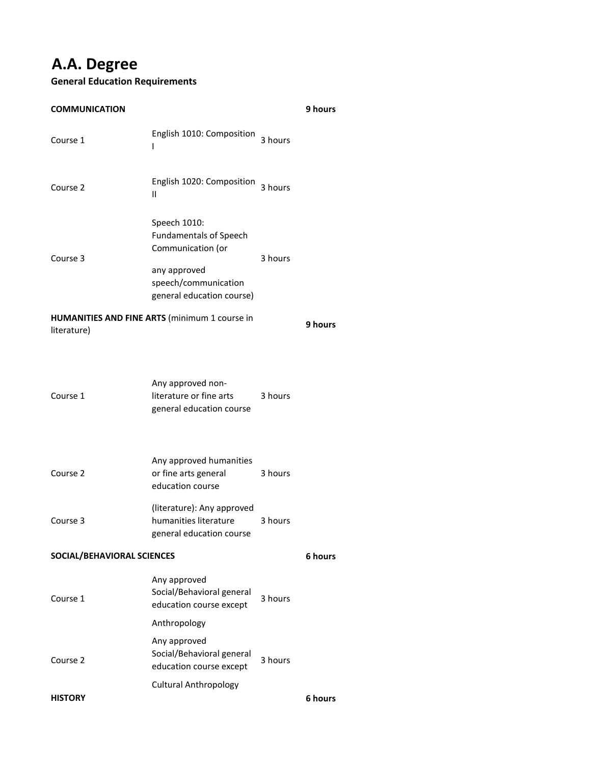# A.A. Degree

**General Education Requirements**

| | | | |
|---|---|---|---|
| **COMMUNICATION** | | | **9 hours** |
| Course 1 | English 1010: Composition I | 3 hours | |
| Course 2 | English 1020: Composition II | 3 hours | |
| Course 3 | Speech 1010: Fundamentals of Speech Communication (or any approved speech/communication general education course) | 3 hours | |
| **HUMANITIES AND FINE ARTS** (minimum 1 course in literature) | | | **9 hours** |
| Course 1 | Any approved non-literature or fine arts general education course | 3 hours | |
| Course 2 | Any approved humanities or fine arts general education course | 3 hours | |
| Course 3 | (literature): Any approved humanities literature general education course | 3 hours | |
| **SOCIAL/BEHAVIORAL SCIENCES** | | | **6 hours** |
| Course 1 | Any approved Social/Behavioral general education course except Anthropology | 3 hours | |
| Course 2 | Any approved Social/Behavioral general education course except Cultural Anthropology | 3 hours | |
| **HISTORY** | | | **6 hours** |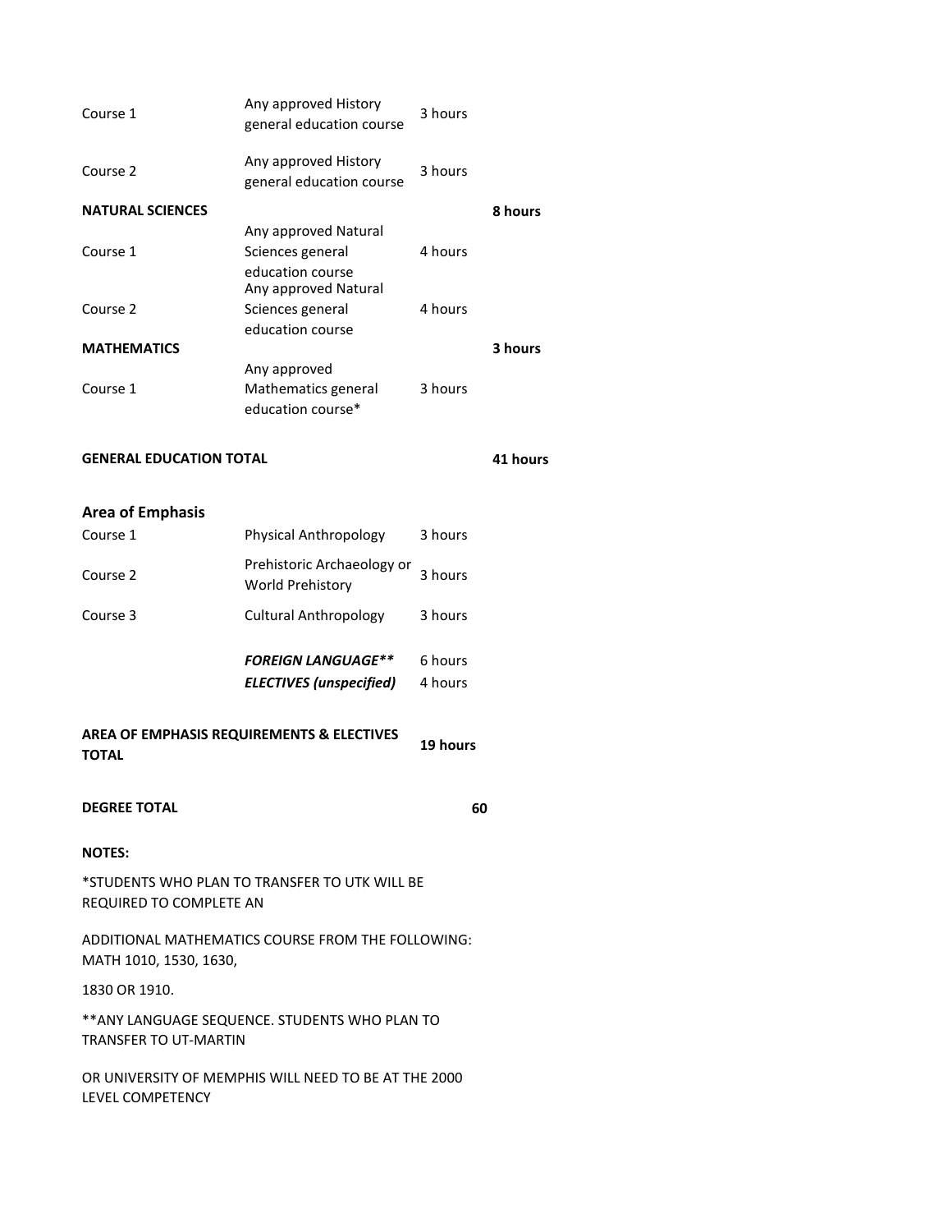| | | | |
|---|---|---|---|
| Course 1 | Any approved History general education course | 3 hours | |
| Course 2 | Any approved History general education course | 3 hours | |
| **NATURAL SCIENCES** | | | **8 hours** |
| Course 1 | Any approved Natural Sciences general education course | 4 hours | |
| Course 2 | Any approved Natural Sciences general education course | 4 hours | |
| **MATHEMATICS** | | | **3 hours** |
| Course 1 | Any approved Mathematics general education course* | 3 hours | |
| | | | |
| **GENERAL EDUCATION TOTAL** | | | **41 hours** |

## Area of Emphasis

| | | |
|---|---|---|
| Course 1 | Physical Anthropology | 3 hours |
| Course 2 | Prehistoric Archaeology or World Prehistory | 3 hours |
| Course 3 | Cultural Anthropology | 3 hours |
| | ***FOREIGN LANGUAGE**** | 6 hours |
| | ***ELECTIVES (unspecified)*** | 4 hours |
| | | |
| **AREA OF EMPHASIS REQUIREMENTS & ELECTIVES TOTAL** | | **19 hours** |
| | | |
| **DEGREE TOTAL** | | **60** |

**NOTES:**

*STUDENTS WHO PLAN TO TRANSFER TO UTK WILL BE REQUIRED TO COMPLETE AN

ADDITIONAL MATHEMATICS COURSE FROM THE FOLLOWING: MATH 1010, 1530, 1630,

1830 OR 1910.

**ANY LANGUAGE SEQUENCE. STUDENTS WHO PLAN TO TRANSFER TO UT-MARTIN

OR UNIVERSITY OF MEMPHIS WILL NEED TO BE AT THE 2000 LEVEL COMPETENCY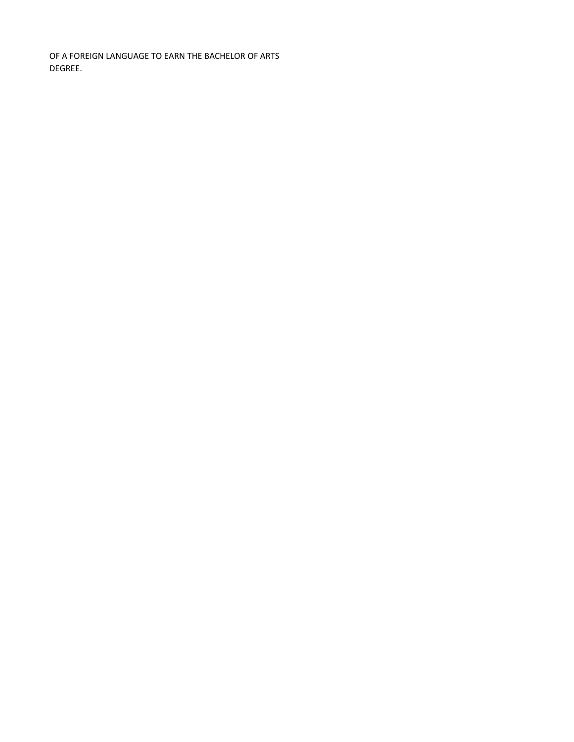OF A FOREIGN LANGUAGE TO EARN THE BACHELOR OF ARTS DEGREE.